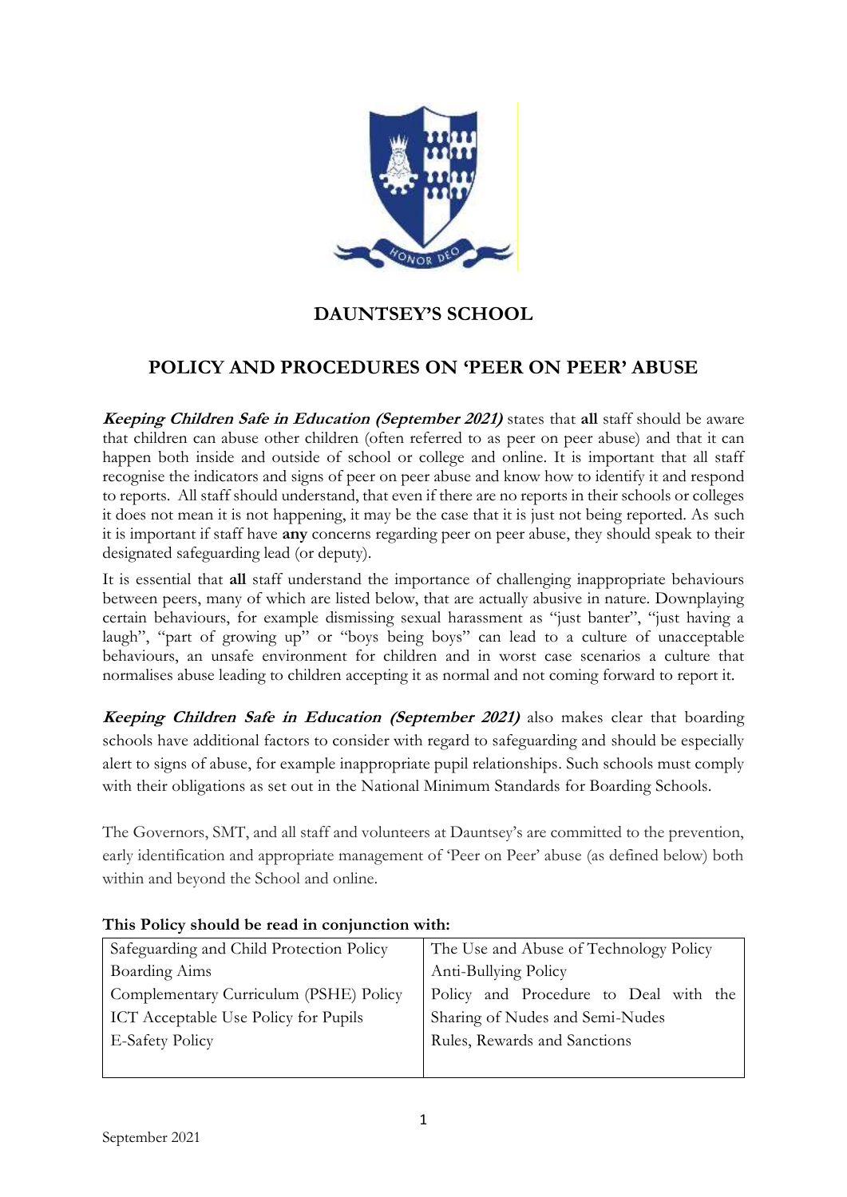# DAUNTSEY'S SCHOOL

## POLICY AND PROCEDURES ON 'PEER ON PEER' ABUSE

***Keeping Children Safe in Education (September 2021)*** states that **all** staff should be aware that children can abuse other children (often referred to as peer on peer abuse) and that it can happen both inside and outside of school or college and online. It is important that all staff recognise the indicators and signs of peer on peer abuse and know how to identify it and respond to reports. All staff should understand, that even if there are no reports in their schools or colleges it does not mean it is not happening, it may be the case that it is just not being reported. As such it is important if staff have **any** concerns regarding peer on peer abuse, they should speak to their designated safeguarding lead (or deputy).

It is essential that **all** staff understand the importance of challenging inappropriate behaviours between peers, many of which are listed below, that are actually abusive in nature. Downplaying certain behaviours, for example dismissing sexual harassment as "just banter", "just having a laugh", "part of growing up" or "boys being boys" can lead to a culture of unacceptable behaviours, an unsafe environment for children and in worst case scenarios a culture that normalises abuse leading to children accepting it as normal and not coming forward to report it.

***Keeping Children Safe in Education (September 2021)*** also makes clear that boarding schools have additional factors to consider with regard to safeguarding and should be especially alert to signs of abuse, for example inappropriate pupil relationships. Such schools must comply with their obligations as set out in the National Minimum Standards for Boarding Schools.

The Governors, SMT, and all staff and volunteers at Dauntsey's are committed to the prevention, early identification and appropriate management of 'Peer on Peer' abuse (as defined below) both within and beyond the School and online.

**This Policy should be read in conjunction with:**

| | |
|---|---|
| Safeguarding and Child Protection Policy | The Use and Abuse of Technology Policy |
| Boarding Aims | Anti-Bullying Policy |
| Complementary Curriculum (PSHE) Policy | Policy and Procedure to Deal with the Sharing of Nudes and Semi-Nudes |
| ICT Acceptable Use Policy for Pupils | Rules, Rewards and Sanctions |
| E-Safety Policy | |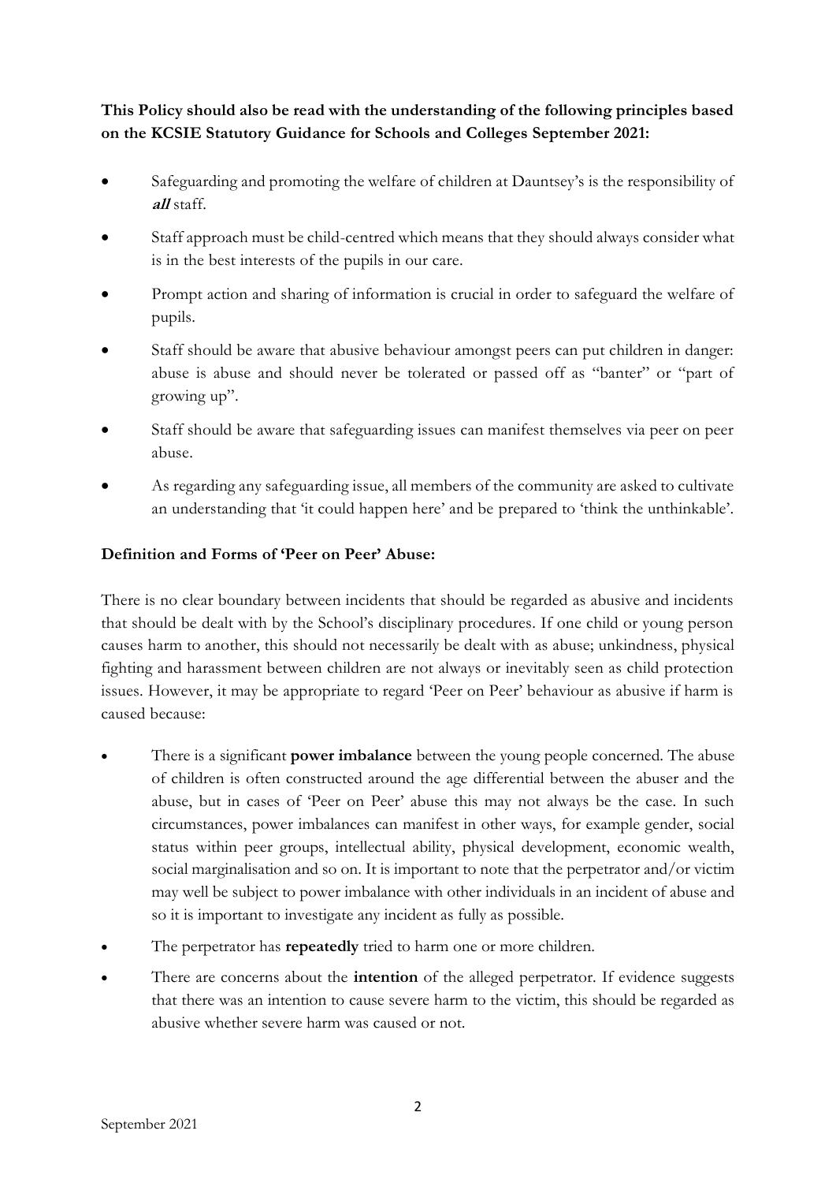**This Policy should also be read with the understanding of the following principles based on the KCSIE Statutory Guidance for Schools and Colleges September 2021:**

- Safeguarding and promoting the welfare of children at Dauntsey's is the responsibility of ***all*** staff.
- Staff approach must be child-centred which means that they should always consider what is in the best interests of the pupils in our care.
- Prompt action and sharing of information is crucial in order to safeguard the welfare of pupils.
- Staff should be aware that abusive behaviour amongst peers can put children in danger: abuse is abuse and should never be tolerated or passed off as "banter" or "part of growing up".
- Staff should be aware that safeguarding issues can manifest themselves via peer on peer abuse.
- As regarding any safeguarding issue, all members of the community are asked to cultivate an understanding that 'it could happen here' and be prepared to 'think the unthinkable'.

**Definition and Forms of 'Peer on Peer' Abuse:**

There is no clear boundary between incidents that should be regarded as abusive and incidents that should be dealt with by the School's disciplinary procedures. If one child or young person causes harm to another, this should not necessarily be dealt with as abuse; unkindness, physical fighting and harassment between children are not always or inevitably seen as child protection issues. However, it may be appropriate to regard 'Peer on Peer' behaviour as abusive if harm is caused because:

- There is a significant **power imbalance** between the young people concerned. The abuse of children is often constructed around the age differential between the abuser and the abuse, but in cases of 'Peer on Peer' abuse this may not always be the case. In such circumstances, power imbalances can manifest in other ways, for example gender, social status within peer groups, intellectual ability, physical development, economic wealth, social marginalisation and so on. It is important to note that the perpetrator and/or victim may well be subject to power imbalance with other individuals in an incident of abuse and so it is important to investigate any incident as fully as possible.
- The perpetrator has **repeatedly** tried to harm one or more children.
- There are concerns about the **intention** of the alleged perpetrator. If evidence suggests that there was an intention to cause severe harm to the victim, this should be regarded as abusive whether severe harm was caused or not.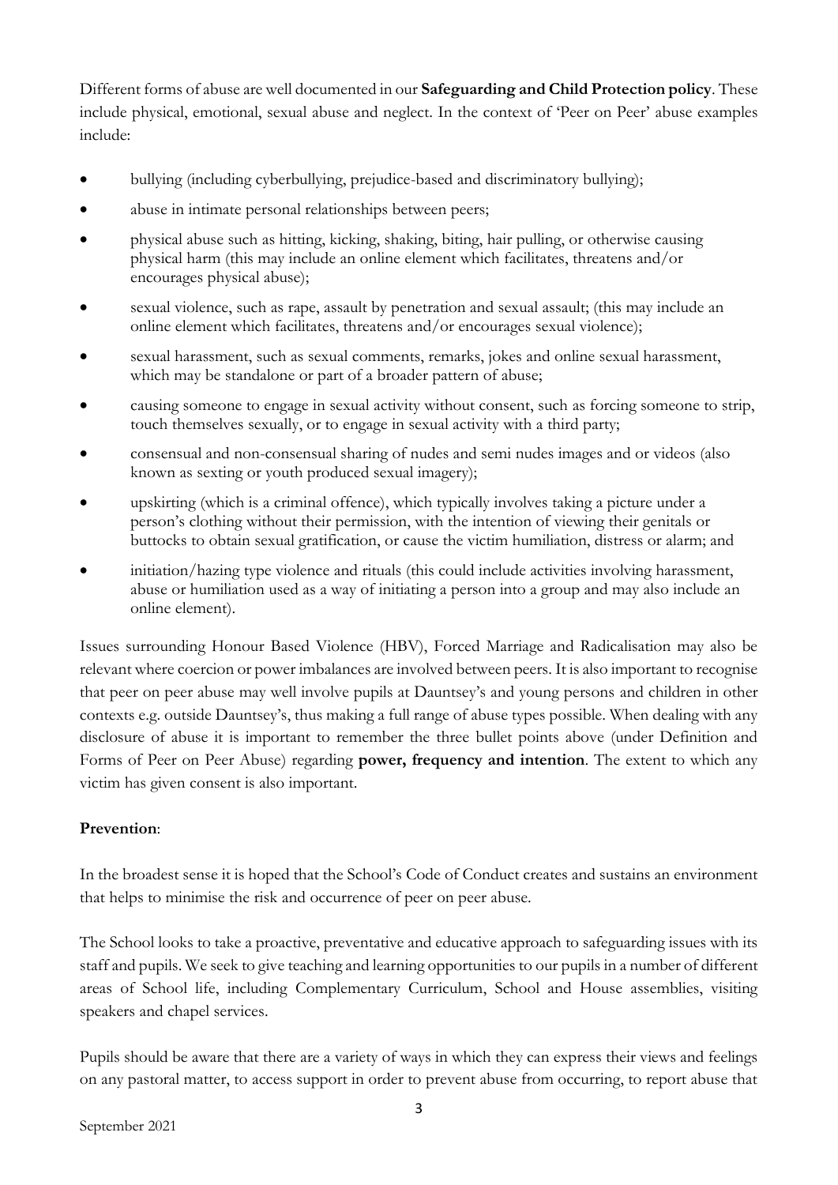Different forms of abuse are well documented in our **Safeguarding and Child Protection policy**. These include physical, emotional, sexual abuse and neglect. In the context of 'Peer on Peer' abuse examples include:

- bullying (including cyberbullying, prejudice-based and discriminatory bullying);
- abuse in intimate personal relationships between peers;
- physical abuse such as hitting, kicking, shaking, biting, hair pulling, or otherwise causing physical harm (this may include an online element which facilitates, threatens and/or encourages physical abuse);
- sexual violence, such as rape, assault by penetration and sexual assault; (this may include an online element which facilitates, threatens and/or encourages sexual violence);
- sexual harassment, such as sexual comments, remarks, jokes and online sexual harassment, which may be standalone or part of a broader pattern of abuse;
- causing someone to engage in sexual activity without consent, such as forcing someone to strip, touch themselves sexually, or to engage in sexual activity with a third party;
- consensual and non-consensual sharing of nudes and semi nudes images and or videos (also known as sexting or youth produced sexual imagery);
- upskirting (which is a criminal offence), which typically involves taking a picture under a person's clothing without their permission, with the intention of viewing their genitals or buttocks to obtain sexual gratification, or cause the victim humiliation, distress or alarm; and
- initiation/hazing type violence and rituals (this could include activities involving harassment, abuse or humiliation used as a way of initiating a person into a group and may also include an online element).

Issues surrounding Honour Based Violence (HBV), Forced Marriage and Radicalisation may also be relevant where coercion or power imbalances are involved between peers. It is also important to recognise that peer on peer abuse may well involve pupils at Dauntsey's and young persons and children in other contexts e.g. outside Dauntsey's, thus making a full range of abuse types possible. When dealing with any disclosure of abuse it is important to remember the three bullet points above (under Definition and Forms of Peer on Peer Abuse) regarding **power, frequency and intention**. The extent to which any victim has given consent is also important.

**Prevention**:

In the broadest sense it is hoped that the School's Code of Conduct creates and sustains an environment that helps to minimise the risk and occurrence of peer on peer abuse.

The School looks to take a proactive, preventative and educative approach to safeguarding issues with its staff and pupils. We seek to give teaching and learning opportunities to our pupils in a number of different areas of School life, including Complementary Curriculum, School and House assemblies, visiting speakers and chapel services.

Pupils should be aware that there are a variety of ways in which they can express their views and feelings on any pastoral matter, to access support in order to prevent abuse from occurring, to report abuse that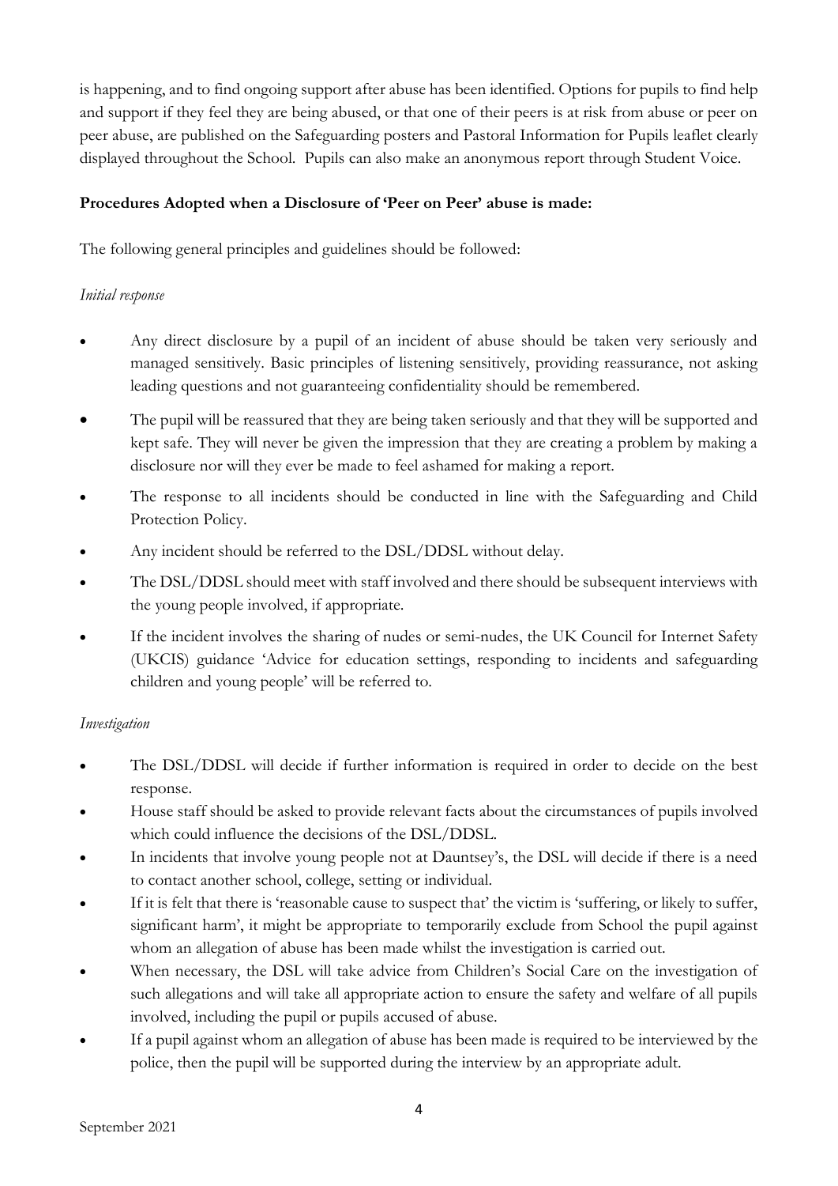is happening, and to find ongoing support after abuse has been identified. Options for pupils to find help and support if they feel they are being abused, or that one of their peers is at risk from abuse or peer on peer abuse, are published on the Safeguarding posters and Pastoral Information for Pupils leaflet clearly displayed throughout the School. Pupils can also make an anonymous report through Student Voice.

**Procedures Adopted when a Disclosure of 'Peer on Peer' abuse is made:**

The following general principles and guidelines should be followed:

*Initial response*

- Any direct disclosure by a pupil of an incident of abuse should be taken very seriously and managed sensitively. Basic principles of listening sensitively, providing reassurance, not asking leading questions and not guaranteeing confidentiality should be remembered.
- The pupil will be reassured that they are being taken seriously and that they will be supported and kept safe. They will never be given the impression that they are creating a problem by making a disclosure nor will they ever be made to feel ashamed for making a report.
- The response to all incidents should be conducted in line with the Safeguarding and Child Protection Policy.
- Any incident should be referred to the DSL/DDSL without delay.
- The DSL/DDSL should meet with staff involved and there should be subsequent interviews with the young people involved, if appropriate.
- If the incident involves the sharing of nudes or semi-nudes, the UK Council for Internet Safety (UKCIS) guidance 'Advice for education settings, responding to incidents and safeguarding children and young people' will be referred to.

*Investigation*

- The DSL/DDSL will decide if further information is required in order to decide on the best response.
- House staff should be asked to provide relevant facts about the circumstances of pupils involved which could influence the decisions of the DSL/DDSL.
- In incidents that involve young people not at Dauntsey's, the DSL will decide if there is a need to contact another school, college, setting or individual.
- If it is felt that there is 'reasonable cause to suspect that' the victim is 'suffering, or likely to suffer, significant harm', it might be appropriate to temporarily exclude from School the pupil against whom an allegation of abuse has been made whilst the investigation is carried out.
- When necessary, the DSL will take advice from Children's Social Care on the investigation of such allegations and will take all appropriate action to ensure the safety and welfare of all pupils involved, including the pupil or pupils accused of abuse.
- If a pupil against whom an allegation of abuse has been made is required to be interviewed by the police, then the pupil will be supported during the interview by an appropriate adult.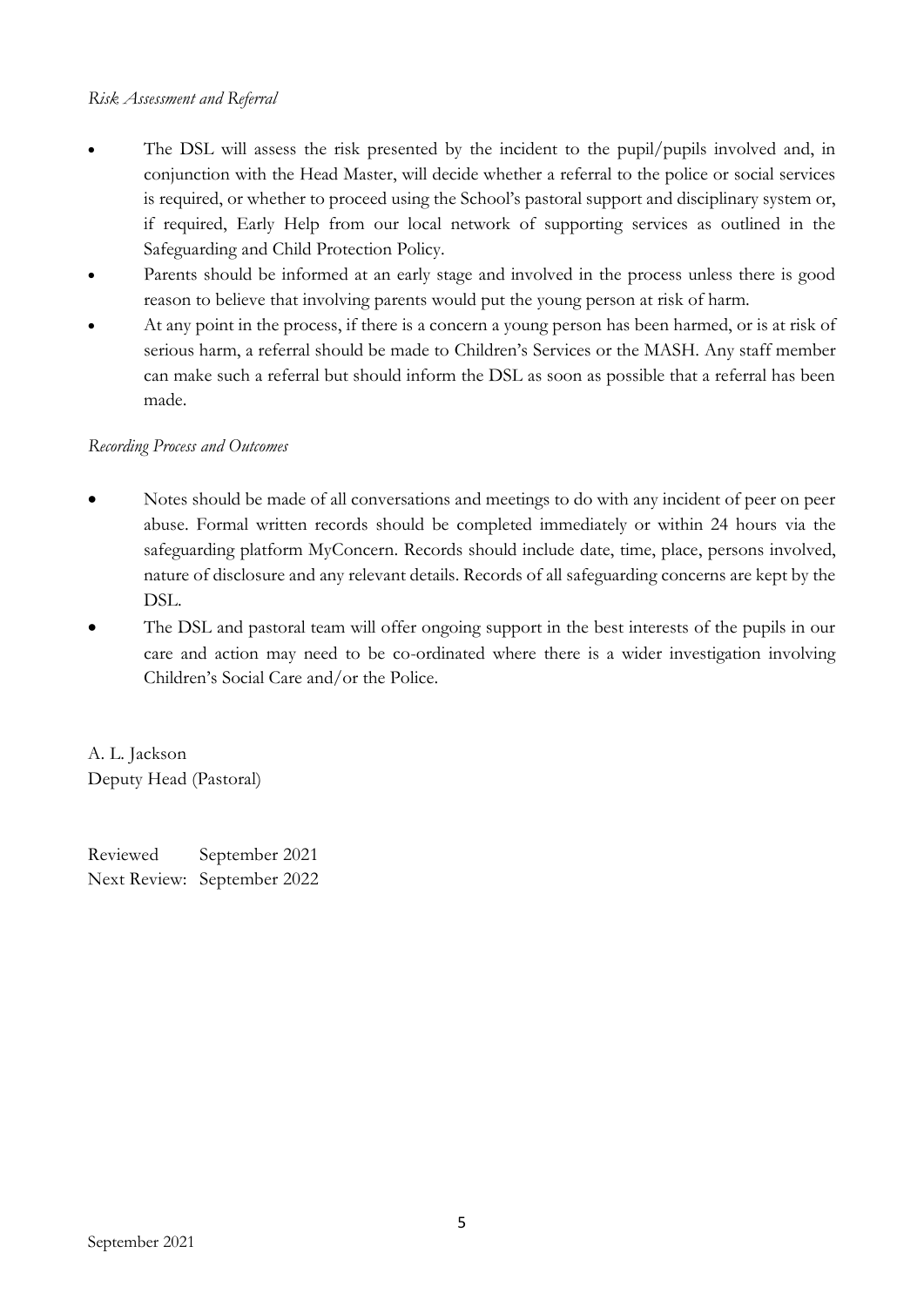*Risk Assessment and Referral*

- The DSL will assess the risk presented by the incident to the pupil/pupils involved and, in conjunction with the Head Master, will decide whether a referral to the police or social services is required, or whether to proceed using the School's pastoral support and disciplinary system or, if required, Early Help from our local network of supporting services as outlined in the Safeguarding and Child Protection Policy.
- Parents should be informed at an early stage and involved in the process unless there is good reason to believe that involving parents would put the young person at risk of harm.
- At any point in the process, if there is a concern a young person has been harmed, or is at risk of serious harm, a referral should be made to Children's Services or the MASH. Any staff member can make such a referral but should inform the DSL as soon as possible that a referral has been made.

*Recording Process and Outcomes*

- Notes should be made of all conversations and meetings to do with any incident of peer on peer abuse. Formal written records should be completed immediately or within 24 hours via the safeguarding platform MyConcern. Records should include date, time, place, persons involved, nature of disclosure and any relevant details. Records of all safeguarding concerns are kept by the DSL.
- The DSL and pastoral team will offer ongoing support in the best interests of the pupils in our care and action may need to be co-ordinated where there is a wider investigation involving Children's Social Care and/or the Police.

A. L. Jackson
Deputy Head (Pastoral)

Reviewed September 2021
Next Review: September 2022